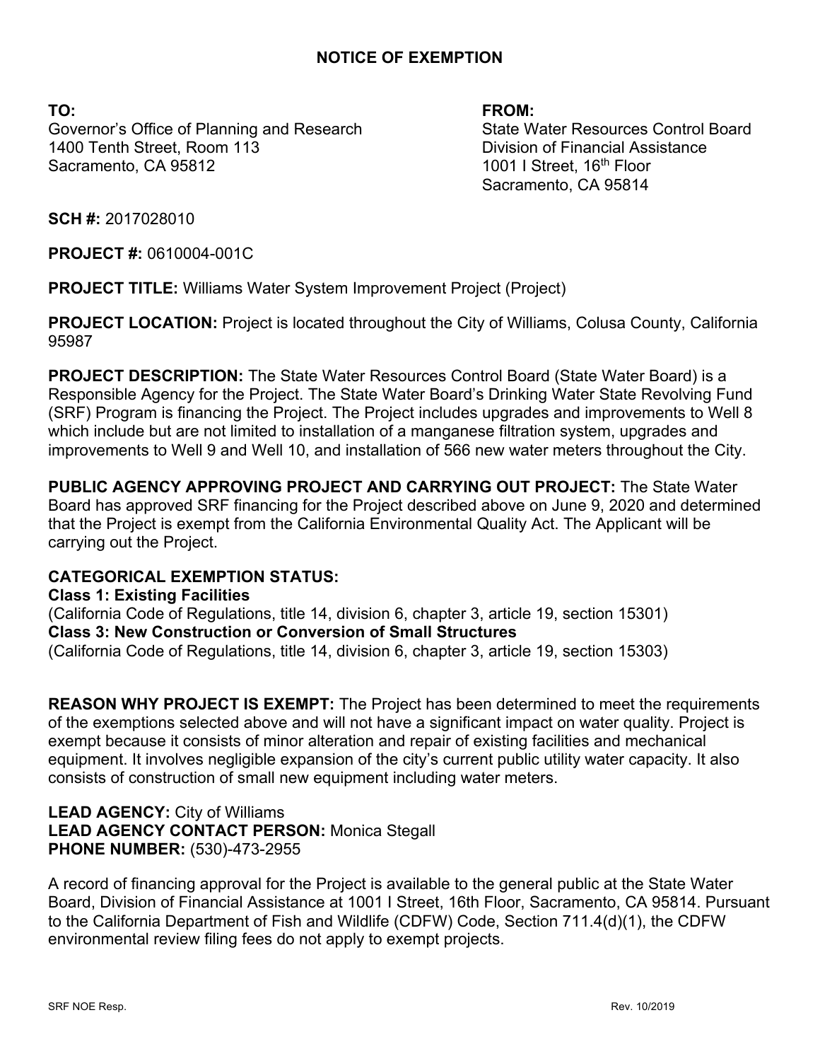# NOTICE OF EXEMPTION

**TO:**
Governor's Office of Planning and Research
1400 Tenth Street, Room 113
Sacramento, CA 95812

**FROM:**
State Water Resources Control Board
Division of Financial Assistance
1001 I Street, 16th Floor
Sacramento, CA 95814

**SCH #:** 2017028010

**PROJECT #:** 0610004-001C

**PROJECT TITLE:** Williams Water System Improvement Project (Project)

**PROJECT LOCATION:** Project is located throughout the City of Williams, Colusa County, California 95987

**PROJECT DESCRIPTION:** The State Water Resources Control Board (State Water Board) is a Responsible Agency for the Project. The State Water Board's Drinking Water State Revolving Fund (SRF) Program is financing the Project. The Project includes upgrades and improvements to Well 8 which include but are not limited to installation of a manganese filtration system, upgrades and improvements to Well 9 and Well 10, and installation of 566 new water meters throughout the City.

**PUBLIC AGENCY APPROVING PROJECT AND CARRYING OUT PROJECT:** The State Water Board has approved SRF financing for the Project described above on June 9, 2020 and determined that the Project is exempt from the California Environmental Quality Act. The Applicant will be carrying out the Project.

**CATEGORICAL EXEMPTION STATUS:**
**Class 1: Existing Facilities**
(California Code of Regulations, title 14, division 6, chapter 3, article 19, section 15301)
**Class 3: New Construction or Conversion of Small Structures**
(California Code of Regulations, title 14, division 6, chapter 3, article 19, section 15303)

**REASON WHY PROJECT IS EXEMPT:** The Project has been determined to meet the requirements of the exemptions selected above and will not have a significant impact on water quality. Project is exempt because it consists of minor alteration and repair of existing facilities and mechanical equipment. It involves negligible expansion of the city's current public utility water capacity. It also consists of construction of small new equipment including water meters.

**LEAD AGENCY:** City of Williams
**LEAD AGENCY CONTACT PERSON:** Monica Stegall
**PHONE NUMBER:** (530)-473-2955

A record of financing approval for the Project is available to the general public at the State Water Board, Division of Financial Assistance at 1001 I Street, 16th Floor, Sacramento, CA 95814. Pursuant to the California Department of Fish and Wildlife (CDFW) Code, Section 711.4(d)(1), the CDFW environmental review filing fees do not apply to exempt projects.

SRF NOE Resp. Rev. 10/2019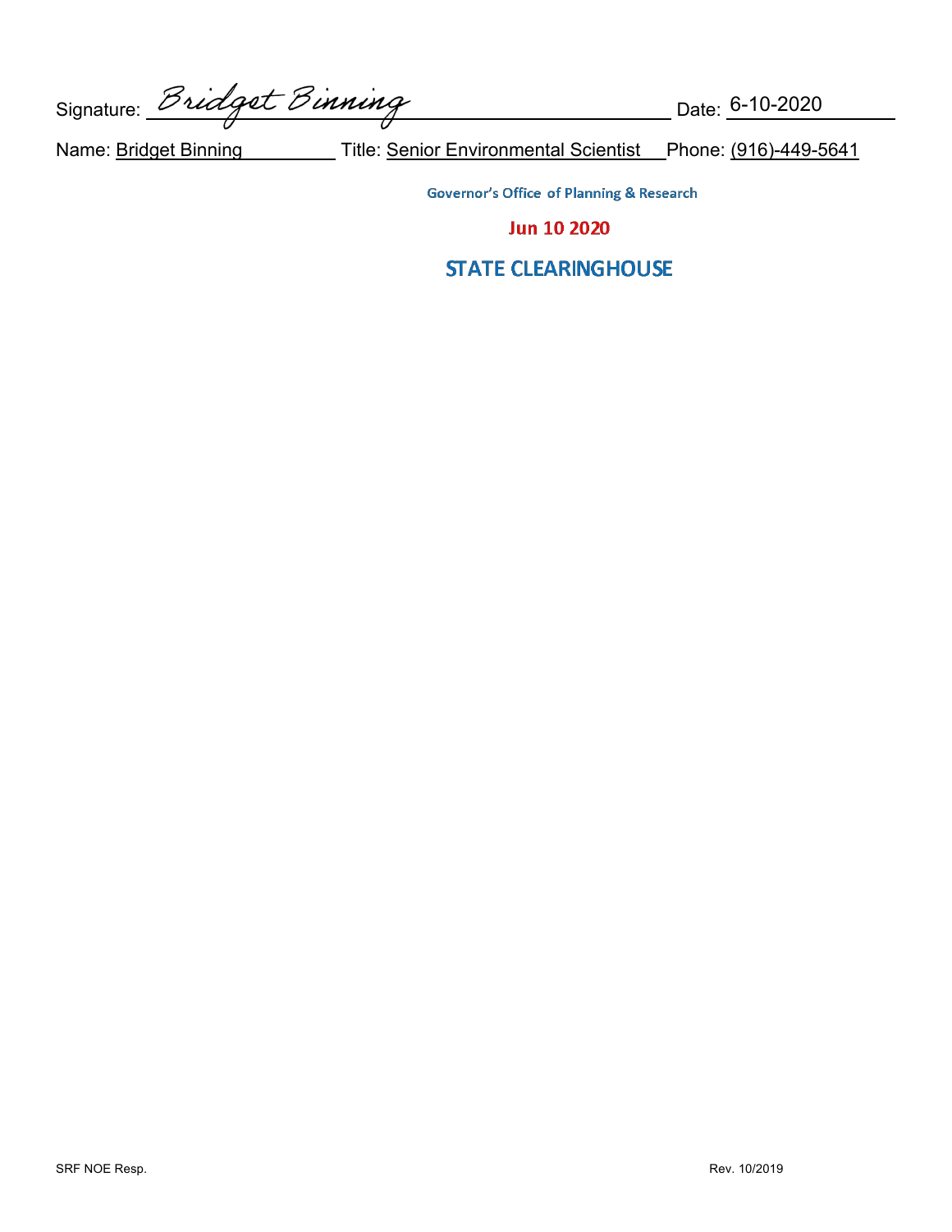Signature: Bridget Binning Date: 6-10-2020

Name: Bridget Binning Title: Senior Environmental Scientist Phone: (916)-449-5641

Governor's Office of Planning & Research

Jun 10 2020

STATE CLEARINGHOUSE

SRF NOE Resp. Rev. 10/2019